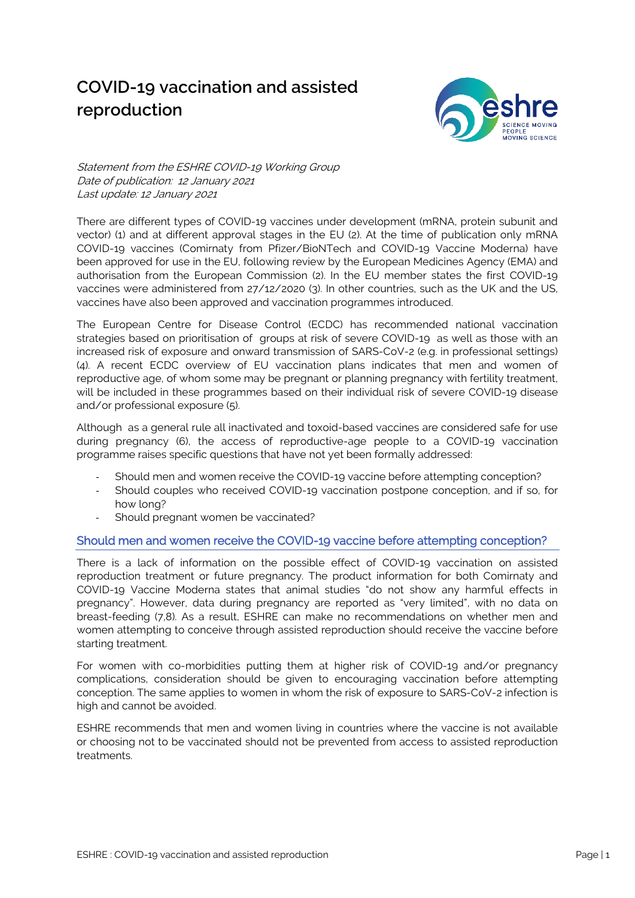# COVID-19 vaccination and assisted reproduction

*Statement from the ESHRE COVID-19 Working Group*
*Date of publication: 12 January 2021*
*Last update: 12 January 2021*

There are different types of COVID-19 vaccines under development (mRNA, protein subunit and vector) (1) and at different approval stages in the EU (2). At the time of publication only mRNA COVID-19 vaccines (Comirnaty from Pfizer/BioNTech and COVID-19 Vaccine Moderna) have been approved for use in the EU, following review by the European Medicines Agency (EMA) and authorisation from the European Commission (2). In the EU member states the first COVID-19 vaccines were administered from 27/12/2020 (3). In other countries, such as the UK and the US, vaccines have also been approved and vaccination programmes introduced.

The European Centre for Disease Control (ECDC) has recommended national vaccination strategies based on prioritisation of groups at risk of severe COVID-19 as well as those with an increased risk of exposure and onward transmission of SARS-CoV-2 (e.g. in professional settings) (4). A recent ECDC overview of EU vaccination plans indicates that men and women of reproductive age, of whom some may be pregnant or planning pregnancy with fertility treatment, will be included in these programmes based on their individual risk of severe COVID-19 disease and/or professional exposure (5).

Although as a general rule all inactivated and toxoid-based vaccines are considered safe for use during pregnancy (6), the access of reproductive-age people to a COVID-19 vaccination programme raises specific questions that have not yet been formally addressed:

- Should men and women receive the COVID-19 vaccine before attempting conception?
- Should couples who received COVID-19 vaccination postpone conception, and if so, for how long?
- Should pregnant women be vaccinated?

## Should men and women receive the COVID-19 vaccine before attempting conception?

There is a lack of information on the possible effect of COVID-19 vaccination on assisted reproduction treatment or future pregnancy. The product information for both Comirnaty and COVID-19 Vaccine Moderna states that animal studies "do not show any harmful effects in pregnancy". However, data during pregnancy are reported as "very limited", with no data on breast-feeding (7,8). As a result, ESHRE can make no recommendations on whether men and women attempting to conceive through assisted reproduction should receive the vaccine before starting treatment.

For women with co-morbidities putting them at higher risk of COVID-19 and/or pregnancy complications, consideration should be given to encouraging vaccination before attempting conception. The same applies to women in whom the risk of exposure to SARS-CoV-2 infection is high and cannot be avoided.

ESHRE recommends that men and women living in countries where the vaccine is not available or choosing not to be vaccinated should not be prevented from access to assisted reproduction treatments.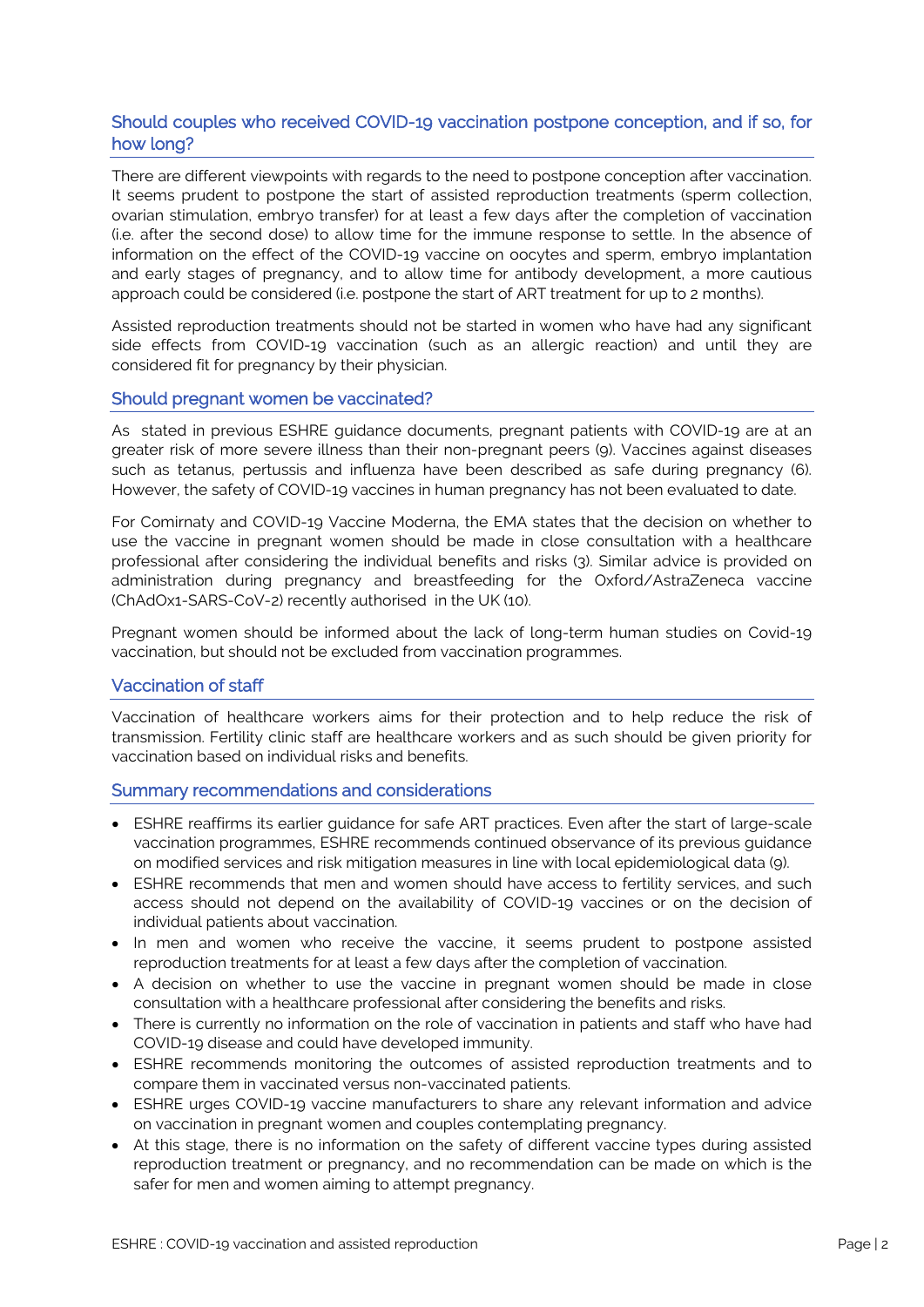## Should couples who received COVID-19 vaccination postpone conception, and if so, for how long?

There are different viewpoints with regards to the need to postpone conception after vaccination. It seems prudent to postpone the start of assisted reproduction treatments (sperm collection, ovarian stimulation, embryo transfer) for at least a few days after the completion of vaccination (i.e. after the second dose) to allow time for the immune response to settle. In the absence of information on the effect of the COVID-19 vaccine on oocytes and sperm, embryo implantation and early stages of pregnancy, and to allow time for antibody development, a more cautious approach could be considered (i.e. postpone the start of ART treatment for up to 2 months).

Assisted reproduction treatments should not be started in women who have had any significant side effects from COVID-19 vaccination (such as an allergic reaction) and until they are considered fit for pregnancy by their physician.

## Should pregnant women be vaccinated?

As stated in previous ESHRE guidance documents, pregnant patients with COVID-19 are at an greater risk of more severe illness than their non-pregnant peers (9). Vaccines against diseases such as tetanus, pertussis and influenza have been described as safe during pregnancy (6). However, the safety of COVID-19 vaccines in human pregnancy has not been evaluated to date.

For Comirnaty and COVID-19 Vaccine Moderna, the EMA states that the decision on whether to use the vaccine in pregnant women should be made in close consultation with a healthcare professional after considering the individual benefits and risks (3). Similar advice is provided on administration during pregnancy and breastfeeding for the Oxford/AstraZeneca vaccine (ChAdOx1-SARS-CoV-2) recently authorised in the UK (10).

Pregnant women should be informed about the lack of long-term human studies on Covid-19 vaccination, but should not be excluded from vaccination programmes.

## Vaccination of staff

Vaccination of healthcare workers aims for their protection and to help reduce the risk of transmission. Fertility clinic staff are healthcare workers and as such should be given priority for vaccination based on individual risks and benefits.

## Summary recommendations and considerations

- ESHRE reaffirms its earlier guidance for safe ART practices. Even after the start of large-scale vaccination programmes, ESHRE recommends continued observance of its previous guidance on modified services and risk mitigation measures in line with local epidemiological data (9).
- ESHRE recommends that men and women should have access to fertility services, and such access should not depend on the availability of COVID-19 vaccines or on the decision of individual patients about vaccination.
- In men and women who receive the vaccine, it seems prudent to postpone assisted reproduction treatments for at least a few days after the completion of vaccination.
- A decision on whether to use the vaccine in pregnant women should be made in close consultation with a healthcare professional after considering the benefits and risks.
- There is currently no information on the role of vaccination in patients and staff who have had COVID-19 disease and could have developed immunity.
- ESHRE recommends monitoring the outcomes of assisted reproduction treatments and to compare them in vaccinated versus non-vaccinated patients.
- ESHRE urges COVID-19 vaccine manufacturers to share any relevant information and advice on vaccination in pregnant women and couples contemplating pregnancy.
- At this stage, there is no information on the safety of different vaccine types during assisted reproduction treatment or pregnancy, and no recommendation can be made on which is the safer for men and women aiming to attempt pregnancy.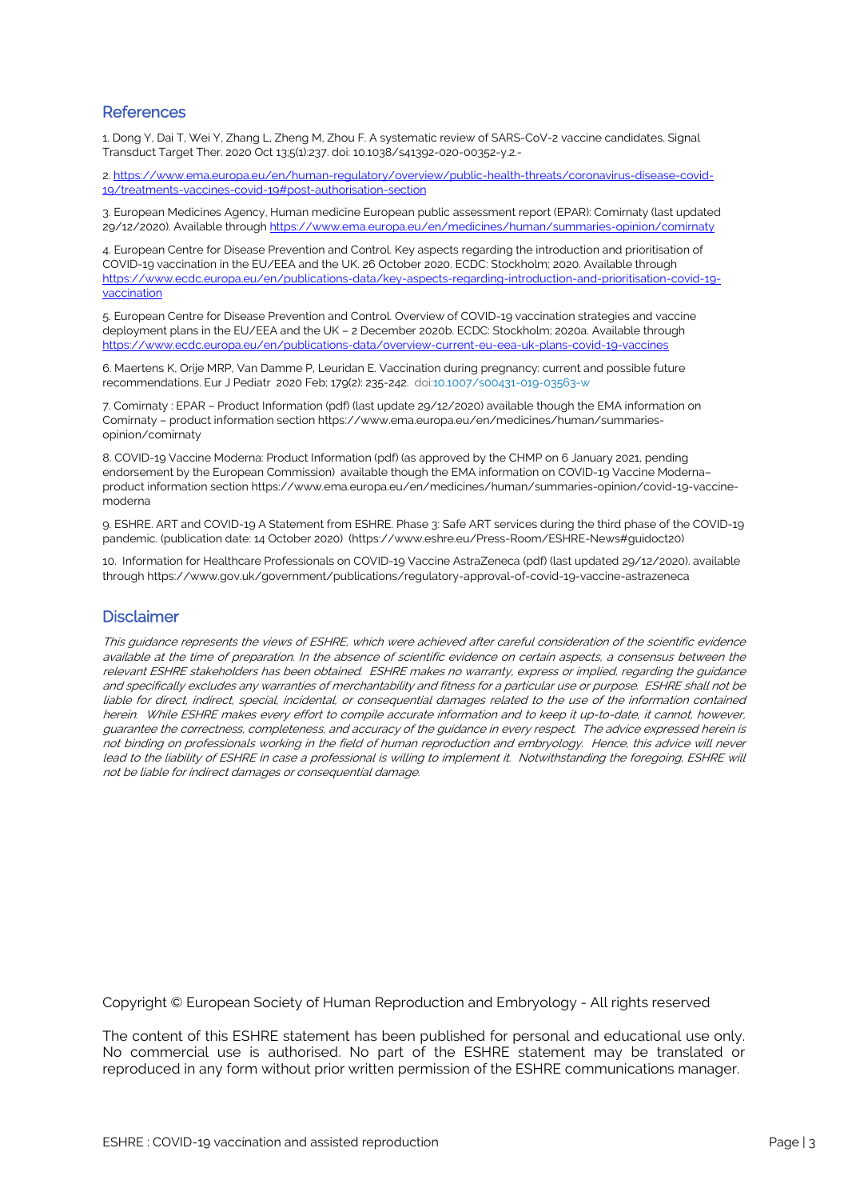## References

1. Dong Y, Dai T, Wei Y, Zhang L, Zheng M, Zhou F. A systematic review of SARS-CoV-2 vaccine candidates. Signal Transduct Target Ther. 2020 Oct 13;5(1):237. doi: 10.1038/s41392-020-00352-y.2.-

2. https://www.ema.europa.eu/en/human-regulatory/overview/public-health-threats/coronavirus-disease-covid-19/treatments-vaccines-covid-19#post-authorisation-section

3. European Medicines Agency, Human medicine European public assessment report (EPAR): Comirnaty (last updated 29/12/2020). Available through https://www.ema.europa.eu/en/medicines/human/summaries-opinion/comirnaty

4. European Centre for Disease Prevention and Control. Key aspects regarding the introduction and prioritisation of COVID-19 vaccination in the EU/EEA and the UK. 26 October 2020. ECDC: Stockholm; 2020. Available through https://www.ecdc.europa.eu/en/publications-data/key-aspects-regarding-introduction-and-prioritisation-covid-19-vaccination

5. European Centre for Disease Prevention and Control. Overview of COVID-19 vaccination strategies and vaccine deployment plans in the EU/EEA and the UK – 2 December 2020b. ECDC: Stockholm; 2020a. Available through https://www.ecdc.europa.eu/en/publications-data/overview-current-eu-eea-uk-plans-covid-19-vaccines

6. Maertens K, Orije MRP, Van Damme P, Leuridan E. Vaccination during pregnancy: current and possible future recommendations. Eur J Pediatr 2020 Feb; 179(2): 235-242. doi:10.1007/s00431-019-03563-w

7. Comirnaty : EPAR – Product Information (pdf) (last update 29/12/2020) available though the EMA information on Comirnaty – product information section https://www.ema.europa.eu/en/medicines/human/summaries-opinion/comirnaty

8. COVID-19 Vaccine Moderna: Product Information (pdf) (as approved by the CHMP on 6 January 2021, pending endorsement by the European Commission) available though the EMA information on COVID-19 Vaccine Moderna– product information section https://www.ema.europa.eu/en/medicines/human/summaries-opinion/covid-19-vaccine-moderna

9. ESHRE. ART and COVID-19 A Statement from ESHRE. Phase 3: Safe ART services during the third phase of the COVID-19 pandemic. (publication date: 14 October 2020) (https://www.eshre.eu/Press-Room/ESHRE-News#guidoct20)

10. Information for Healthcare Professionals on COVID-19 Vaccine AstraZeneca (pdf) (last updated 29/12/2020). available through https://www.gov.uk/government/publications/regulatory-approval-of-covid-19-vaccine-astrazeneca

## Disclaimer

*This guidance represents the views of ESHRE, which were achieved after careful consideration of the scientific evidence available at the time of preparation. In the absence of scientific evidence on certain aspects, a consensus between the relevant ESHRE stakeholders has been obtained. ESHRE makes no warranty, express or implied, regarding the guidance and specifically excludes any warranties of merchantability and fitness for a particular use or purpose. ESHRE shall not be liable for direct, indirect, special, incidental, or consequential damages related to the use of the information contained herein. While ESHRE makes every effort to compile accurate information and to keep it up-to-date, it cannot, however, guarantee the correctness, completeness, and accuracy of the guidance in every respect. The advice expressed herein is not binding on professionals working in the field of human reproduction and embryology. Hence, this advice will never lead to the liability of ESHRE in case a professional is willing to implement it. Notwithstanding the foregoing, ESHRE will not be liable for indirect damages or consequential damage.*

Copyright © European Society of Human Reproduction and Embryology - All rights reserved

The content of this ESHRE statement has been published for personal and educational use only. No commercial use is authorised. No part of the ESHRE statement may be translated or reproduced in any form without prior written permission of the ESHRE communications manager.